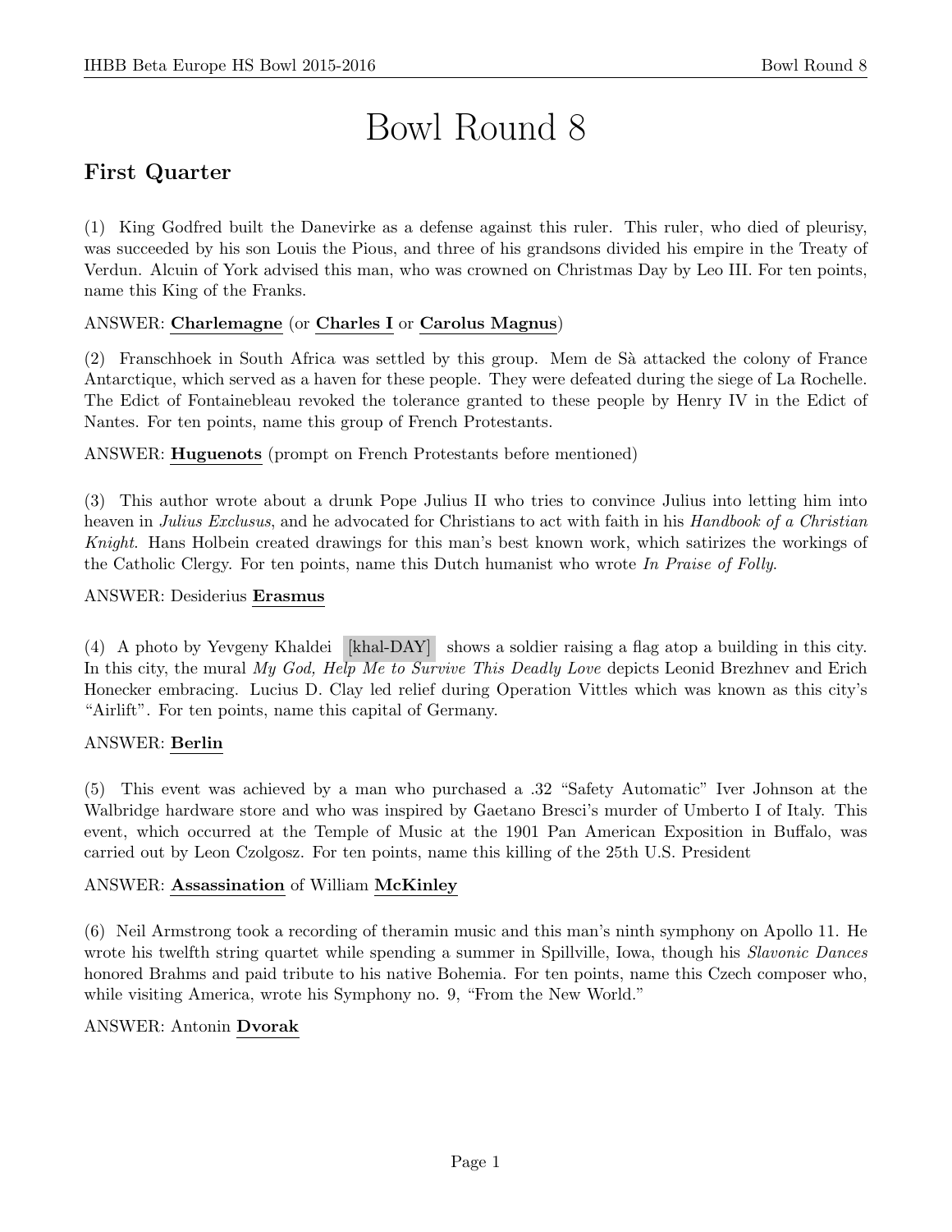# Bowl Round 8

## First Quarter

(1) King Godfred built the Danevirke as a defense against this ruler. This ruler, who died of pleurisy, was succeeded by his son Louis the Pious, and three of his grandsons divided his empire in the Treaty of Verdun. Alcuin of York advised this man, who was crowned on Christmas Day by Leo III. For ten points, name this King of the Franks.

ANSWER: **Charlemagne** (or **Charles I** or **Carolus Magnus**)

(2) Franschhoek in South Africa was settled by this group. Mem de Sà attacked the colony of France Antarctique, which served as a haven for these people. They were defeated during the siege of La Rochelle. The Edict of Fontainebleau revoked the tolerance granted to these people by Henry IV in the Edict of Nantes. For ten points, name this group of French Protestants.

ANSWER: **Huguenots** (prompt on French Protestants before mentioned)

(3) This author wrote about a drunk Pope Julius II who tries to convince Julius into letting him into heaven in *Julius Exclusus*, and he advocated for Christians to act with faith in his *Handbook of a Christian Knight*. Hans Holbein created drawings for this man's best known work, which satirizes the workings of the Catholic Clergy. For ten points, name this Dutch humanist who wrote *In Praise of Folly*.

ANSWER: Desiderius **Erasmus**

(4) A photo by Yevgeny Khaldei [khal-DAY] shows a soldier raising a flag atop a building in this city. In this city, the mural *My God, Help Me to Survive This Deadly Love* depicts Leonid Brezhnev and Erich Honecker embracing. Lucius D. Clay led relief during Operation Vittles which was known as this city's "Airlift". For ten points, name this capital of Germany.

ANSWER: **Berlin**

(5) This event was achieved by a man who purchased a .32 "Safety Automatic" Iver Johnson at the Walbridge hardware store and who was inspired by Gaetano Bresci's murder of Umberto I of Italy. This event, which occurred at the Temple of Music at the 1901 Pan American Exposition in Buffalo, was carried out by Leon Czolgosz. For ten points, name this killing of the 25th U.S. President

ANSWER: **Assassination** of William **McKinley**

(6) Neil Armstrong took a recording of theramin music and this man's ninth symphony on Apollo 11. He wrote his twelfth string quartet while spending a summer in Spillville, Iowa, though his *Slavonic Dances* honored Brahms and paid tribute to his native Bohemia. For ten points, name this Czech composer who, while visiting America, wrote his Symphony no. 9, "From the New World."

ANSWER: Antonin **Dvorak**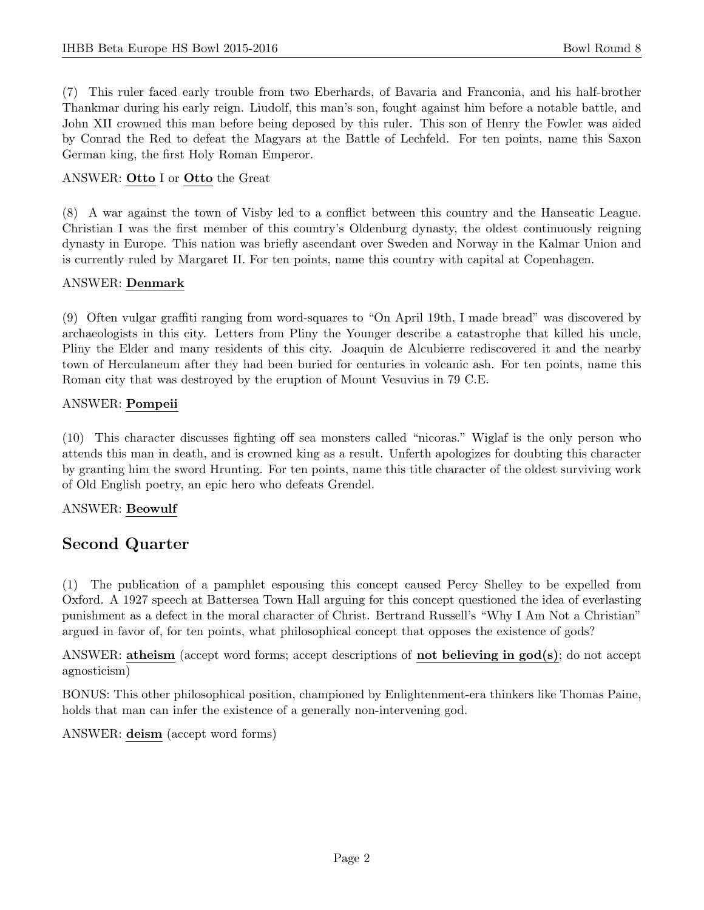(7) This ruler faced early trouble from two Eberhards, of Bavaria and Franconia, and his half-brother Thankmar during his early reign. Liudolf, this man's son, fought against him before a notable battle, and John XII crowned this man before being deposed by this ruler. This son of Henry the Fowler was aided by Conrad the Red to defeat the Magyars at the Battle of Lechfeld. For ten points, name this Saxon German king, the first Holy Roman Emperor.

ANSWER: **Otto** I or **Otto** the Great

(8) A war against the town of Visby led to a conflict between this country and the Hanseatic League. Christian I was the first member of this country's Oldenburg dynasty, the oldest continuously reigning dynasty in Europe. This nation was briefly ascendant over Sweden and Norway in the Kalmar Union and is currently ruled by Margaret II. For ten points, name this country with capital at Copenhagen.

ANSWER: **Denmark**

(9) Often vulgar graffiti ranging from word-squares to "On April 19th, I made bread" was discovered by archaeologists in this city. Letters from Pliny the Younger describe a catastrophe that killed his uncle, Pliny the Elder and many residents of this city. Joaquin de Alcubierre rediscovered it and the nearby town of Herculaneum after they had been buried for centuries in volcanic ash. For ten points, name this Roman city that was destroyed by the eruption of Mount Vesuvius in 79 C.E.

ANSWER: **Pompeii**

(10) This character discusses fighting off sea monsters called "nicoras." Wiglaf is the only person who attends this man in death, and is crowned king as a result. Unferth apologizes for doubting this character by granting him the sword Hrunting. For ten points, name this title character of the oldest surviving work of Old English poetry, an epic hero who defeats Grendel.

ANSWER: **Beowulf**

## Second Quarter

(1) The publication of a pamphlet espousing this concept caused Percy Shelley to be expelled from Oxford. A 1927 speech at Battersea Town Hall arguing for this concept questioned the idea of everlasting punishment as a defect in the moral character of Christ. Bertrand Russell's "Why I Am Not a Christian" argued in favor of, for ten points, what philosophical concept that opposes the existence of gods?

ANSWER: **atheism** (accept word forms; accept descriptions of **not believing in god(s)**; do not accept agnosticism)

BONUS: This other philosophical position, championed by Enlightenment-era thinkers like Thomas Paine, holds that man can infer the existence of a generally non-intervening god.

ANSWER: **deism** (accept word forms)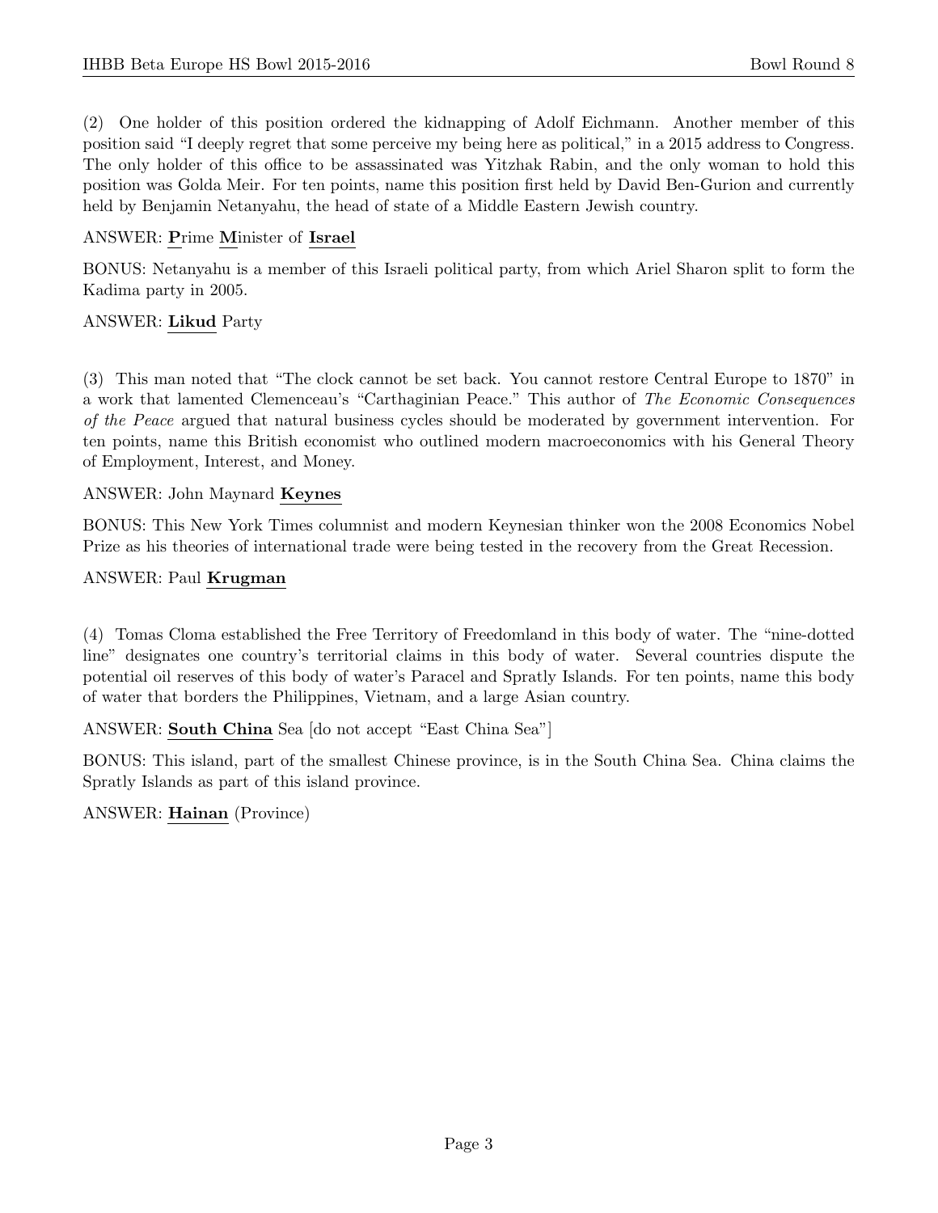(2) One holder of this position ordered the kidnapping of Adolf Eichmann. Another member of this position said "I deeply regret that some perceive my being here as political," in a 2015 address to Congress. The only holder of this office to be assassinated was Yitzhak Rabin, and the only woman to hold this position was Golda Meir. For ten points, name this position first held by David Ben-Gurion and currently held by Benjamin Netanyahu, the head of state of a Middle Eastern Jewish country.

ANSWER: **P**rime **M**inister of **Israel**

BONUS: Netanyahu is a member of this Israeli political party, from which Ariel Sharon split to form the Kadima party in 2005.

ANSWER: **Likud** Party

(3) This man noted that "The clock cannot be set back. You cannot restore Central Europe to 1870" in a work that lamented Clemenceau's "Carthaginian Peace." This author of *The Economic Consequences of the Peace* argued that natural business cycles should be moderated by government intervention. For ten points, name this British economist who outlined modern macroeconomics with his General Theory of Employment, Interest, and Money.

ANSWER: John Maynard **Keynes**

BONUS: This New York Times columnist and modern Keynesian thinker won the 2008 Economics Nobel Prize as his theories of international trade were being tested in the recovery from the Great Recession.

ANSWER: Paul **Krugman**

(4) Tomas Cloma established the Free Territory of Freedomland in this body of water. The "nine-dotted line" designates one country's territorial claims in this body of water. Several countries dispute the potential oil reserves of this body of water's Paracel and Spratly Islands. For ten points, name this body of water that borders the Philippines, Vietnam, and a large Asian country.

ANSWER: **South China** Sea [do not accept "East China Sea"]

BONUS: This island, part of the smallest Chinese province, is in the South China Sea. China claims the Spratly Islands as part of this island province.

ANSWER: **Hainan** (Province)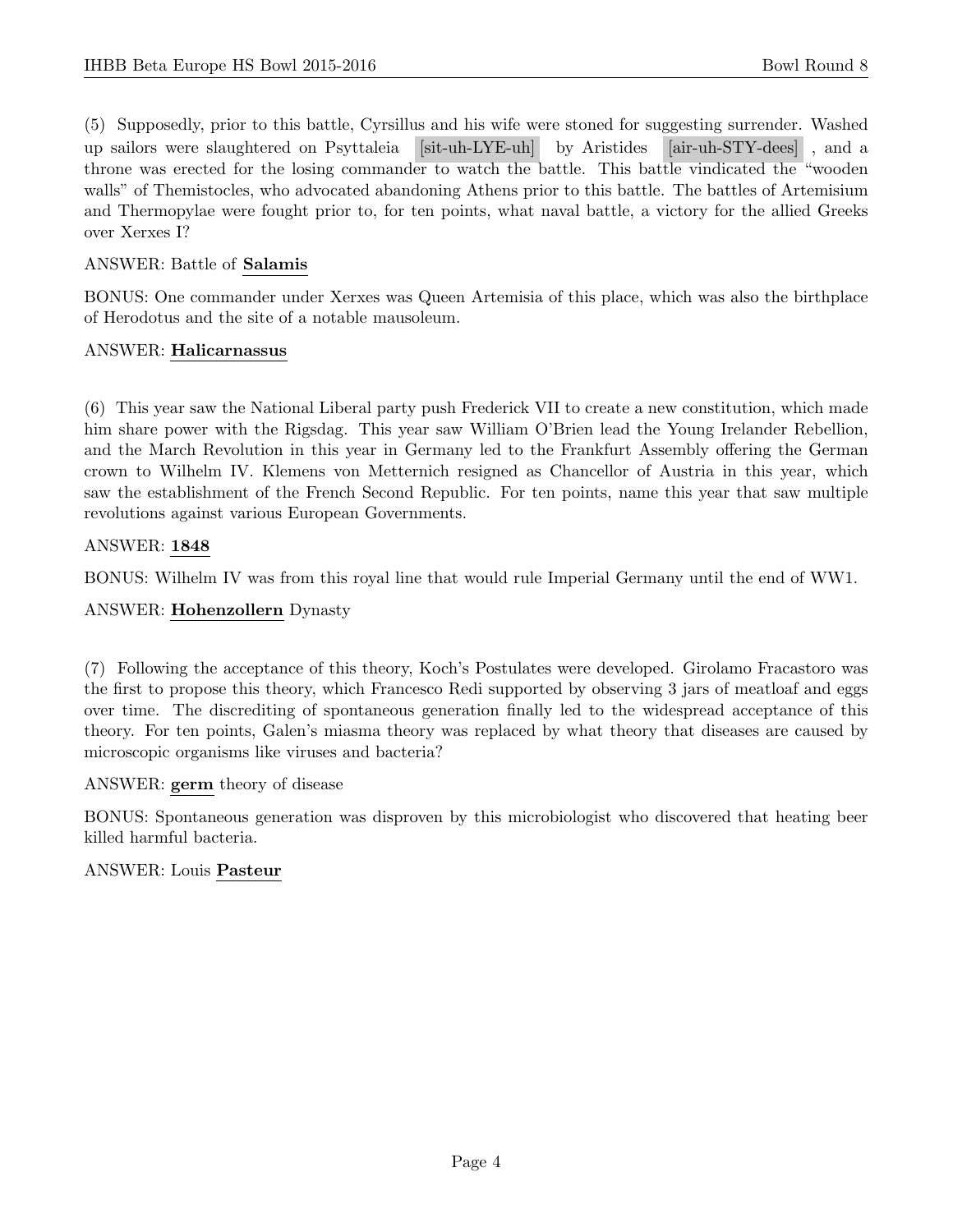(5) Supposedly, prior to this battle, Cyrsillus and his wife were stoned for suggesting surrender. Washed up sailors were slaughtered on Psyttaleia [sit-uh-LYE-uh] by Aristides [air-uh-STY-dees] , and a throne was erected for the losing commander to watch the battle. This battle vindicated the "wooden walls" of Themistocles, who advocated abandoning Athens prior to this battle. The battles of Artemisium and Thermopylae were fought prior to, for ten points, what naval battle, a victory for the allied Greeks over Xerxes I?

ANSWER: Battle of **Salamis**

BONUS: One commander under Xerxes was Queen Artemisia of this place, which was also the birthplace of Herodotus and the site of a notable mausoleum.

ANSWER: **Halicarnassus**

(6) This year saw the National Liberal party push Frederick VII to create a new constitution, which made him share power with the Rigsdag. This year saw William O'Brien lead the Young Irelander Rebellion, and the March Revolution in this year in Germany led to the Frankfurt Assembly offering the German crown to Wilhelm IV. Klemens von Metternich resigned as Chancellor of Austria in this year, which saw the establishment of the French Second Republic. For ten points, name this year that saw multiple revolutions against various European Governments.

ANSWER: **1848**

BONUS: Wilhelm IV was from this royal line that would rule Imperial Germany until the end of WW1.

ANSWER: **Hohenzollern** Dynasty

(7) Following the acceptance of this theory, Koch's Postulates were developed. Girolamo Fracastoro was the first to propose this theory, which Francesco Redi supported by observing 3 jars of meatloaf and eggs over time. The discrediting of spontaneous generation finally led to the widespread acceptance of this theory. For ten points, Galen's miasma theory was replaced by what theory that diseases are caused by microscopic organisms like viruses and bacteria?

ANSWER: **germ** theory of disease

BONUS: Spontaneous generation was disproven by this microbiologist who discovered that heating beer killed harmful bacteria.

ANSWER: Louis **Pasteur**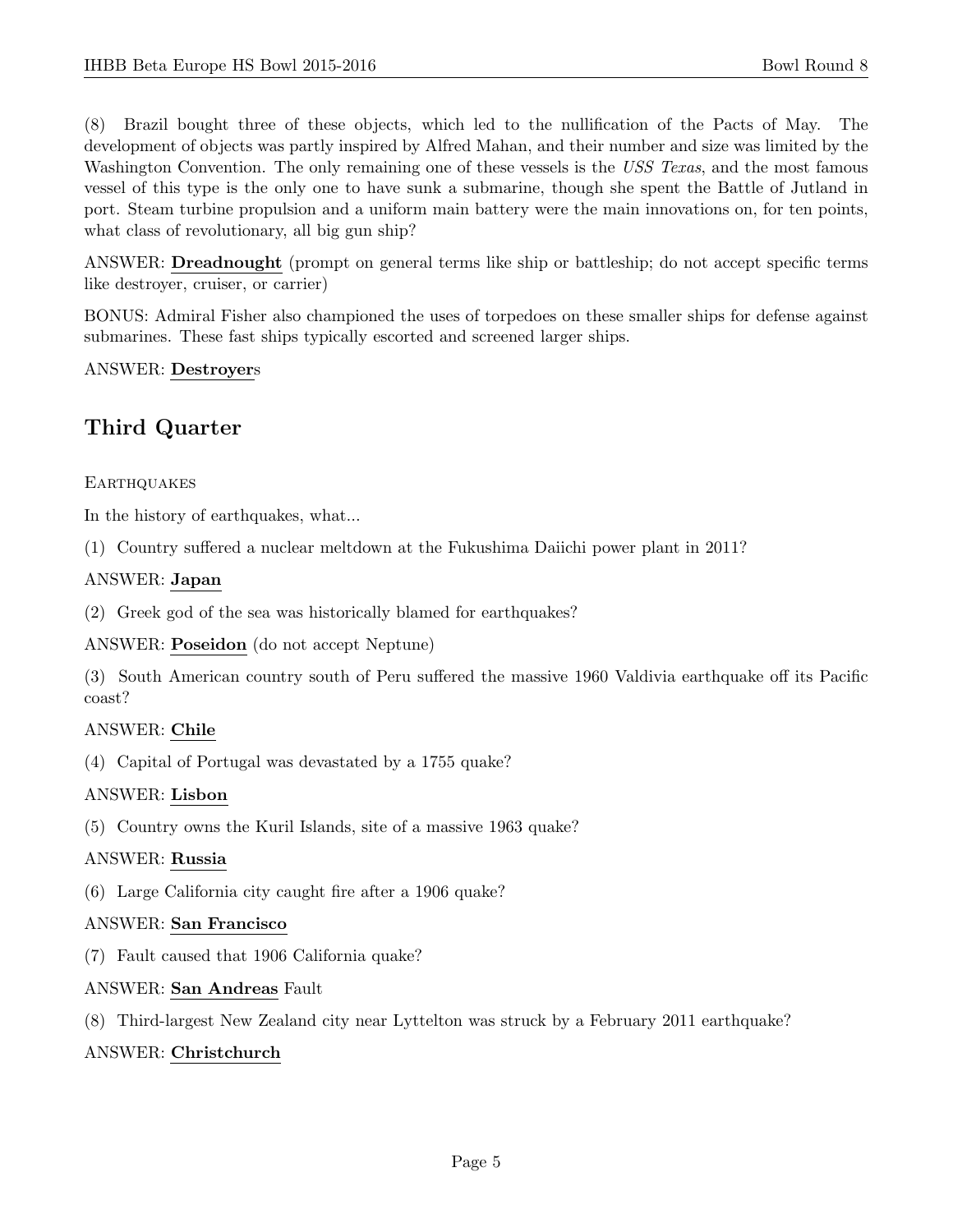(8) Brazil bought three of these objects, which led to the nullification of the Pacts of May. The development of objects was partly inspired by Alfred Mahan, and their number and size was limited by the Washington Convention. The only remaining one of these vessels is the *USS Texas*, and the most famous vessel of this type is the only one to have sunk a submarine, though she spent the Battle of Jutland in port. Steam turbine propulsion and a uniform main battery were the main innovations on, for ten points, what class of revolutionary, all big gun ship?

ANSWER: **Dreadnought** (prompt on general terms like ship or battleship; do not accept specific terms like destroyer, cruiser, or carrier)

BONUS: Admiral Fisher also championed the uses of torpedoes on these smaller ships for defense against submarines. These fast ships typically escorted and screened larger ships.

ANSWER: **Destroyer**s

## Third Quarter

Earthquakes

In the history of earthquakes, what...

(1) Country suffered a nuclear meltdown at the Fukushima Daiichi power plant in 2011?

ANSWER: **Japan**

(2) Greek god of the sea was historically blamed for earthquakes?

ANSWER: **Poseidon** (do not accept Neptune)

(3) South American country south of Peru suffered the massive 1960 Valdivia earthquake off its Pacific coast?

ANSWER: **Chile**

(4) Capital of Portugal was devastated by a 1755 quake?

ANSWER: **Lisbon**

(5) Country owns the Kuril Islands, site of a massive 1963 quake?

ANSWER: **Russia**

(6) Large California city caught fire after a 1906 quake?

ANSWER: **San Francisco**

(7) Fault caused that 1906 California quake?

ANSWER: **San Andreas** Fault

(8) Third-largest New Zealand city near Lyttelton was struck by a February 2011 earthquake?

ANSWER: **Christchurch**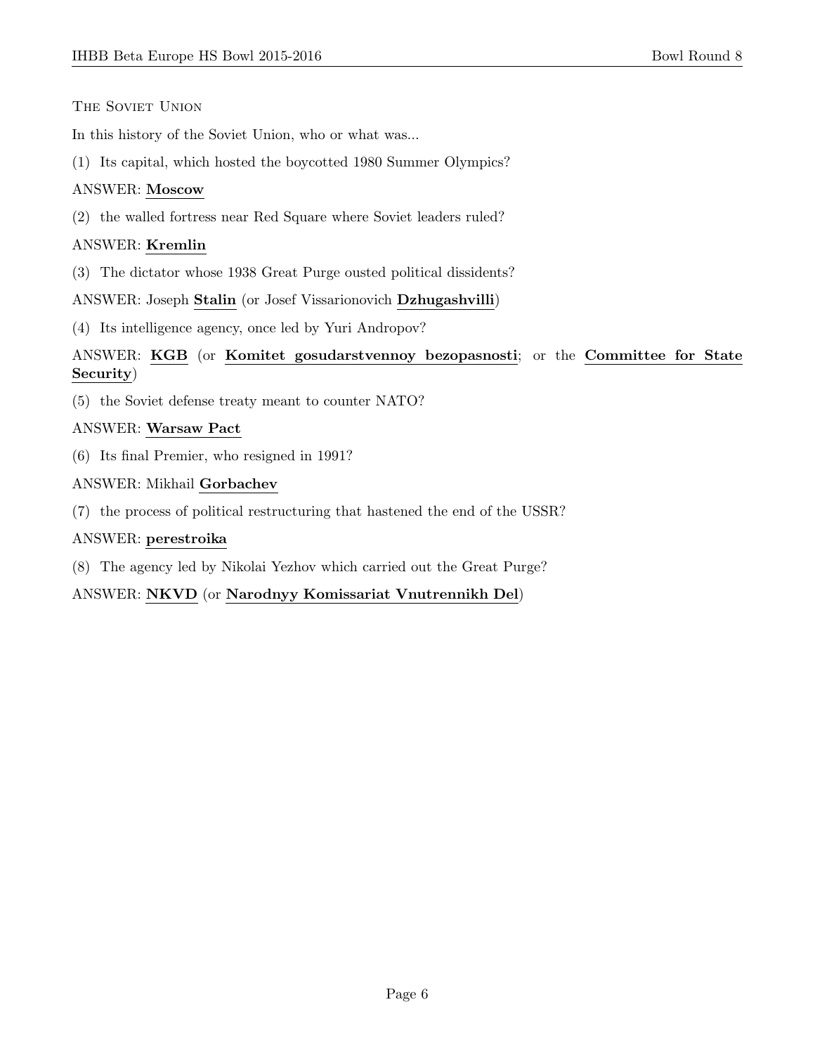## The Soviet Union

In this history of the Soviet Union, who or what was...

(1) Its capital, which hosted the boycotted 1980 Summer Olympics?

ANSWER: **Moscow**

(2) the walled fortress near Red Square where Soviet leaders ruled?

ANSWER: **Kremlin**

(3) The dictator whose 1938 Great Purge ousted political dissidents?

ANSWER: Joseph **Stalin** (or Josef Vissarionovich **Dzhugashvilli**)

(4) Its intelligence agency, once led by Yuri Andropov?

ANSWER: **KGB** (or **Komitet gosudarstvennoy bezopasnosti**; or the **Committee for State Security**)

(5) the Soviet defense treaty meant to counter NATO?

ANSWER: **Warsaw Pact**

(6) Its final Premier, who resigned in 1991?

ANSWER: Mikhail **Gorbachev**

(7) the process of political restructuring that hastened the end of the USSR?

ANSWER: **perestroika**

(8) The agency led by Nikolai Yezhov which carried out the Great Purge?

ANSWER: **NKVD** (or **Narodnyy Komissariat Vnutrennikh Del**)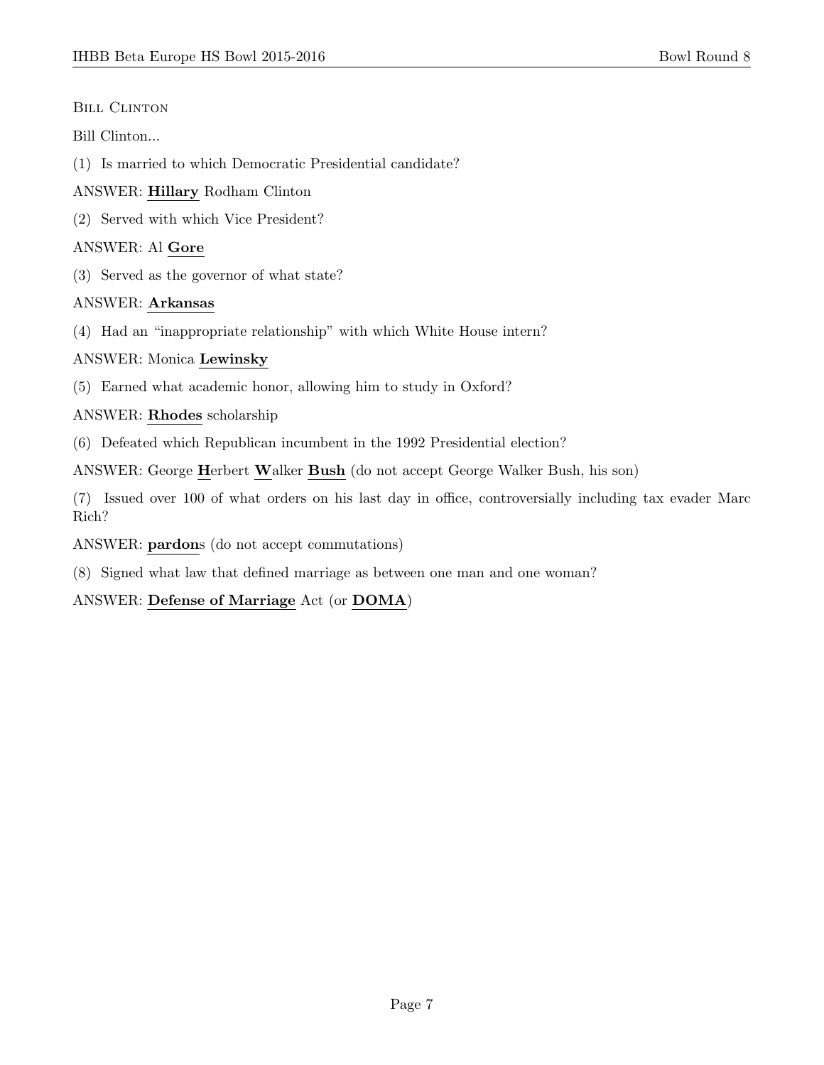Bill Clinton

Bill Clinton...

(1) Is married to which Democratic Presidential candidate?

ANSWER: **Hillary** Rodham Clinton

(2) Served with which Vice President?

ANSWER: Al **Gore**

(3) Served as the governor of what state?

ANSWER: **Arkansas**

(4) Had an "inappropriate relationship" with which White House intern?

ANSWER: Monica **Lewinsky**

(5) Earned what academic honor, allowing him to study in Oxford?

ANSWER: **Rhodes** scholarship

(6) Defeated which Republican incumbent in the 1992 Presidential election?

ANSWER: George **H**erbert **W**alker **Bush** (do not accept George Walker Bush, his son)

(7) Issued over 100 of what orders on his last day in office, controversially including tax evader Marc Rich?

ANSWER: **pardon**s (do not accept commutations)

(8) Signed what law that defined marriage as between one man and one woman?

ANSWER: **Defense of Marriage** Act (or **DOMA**)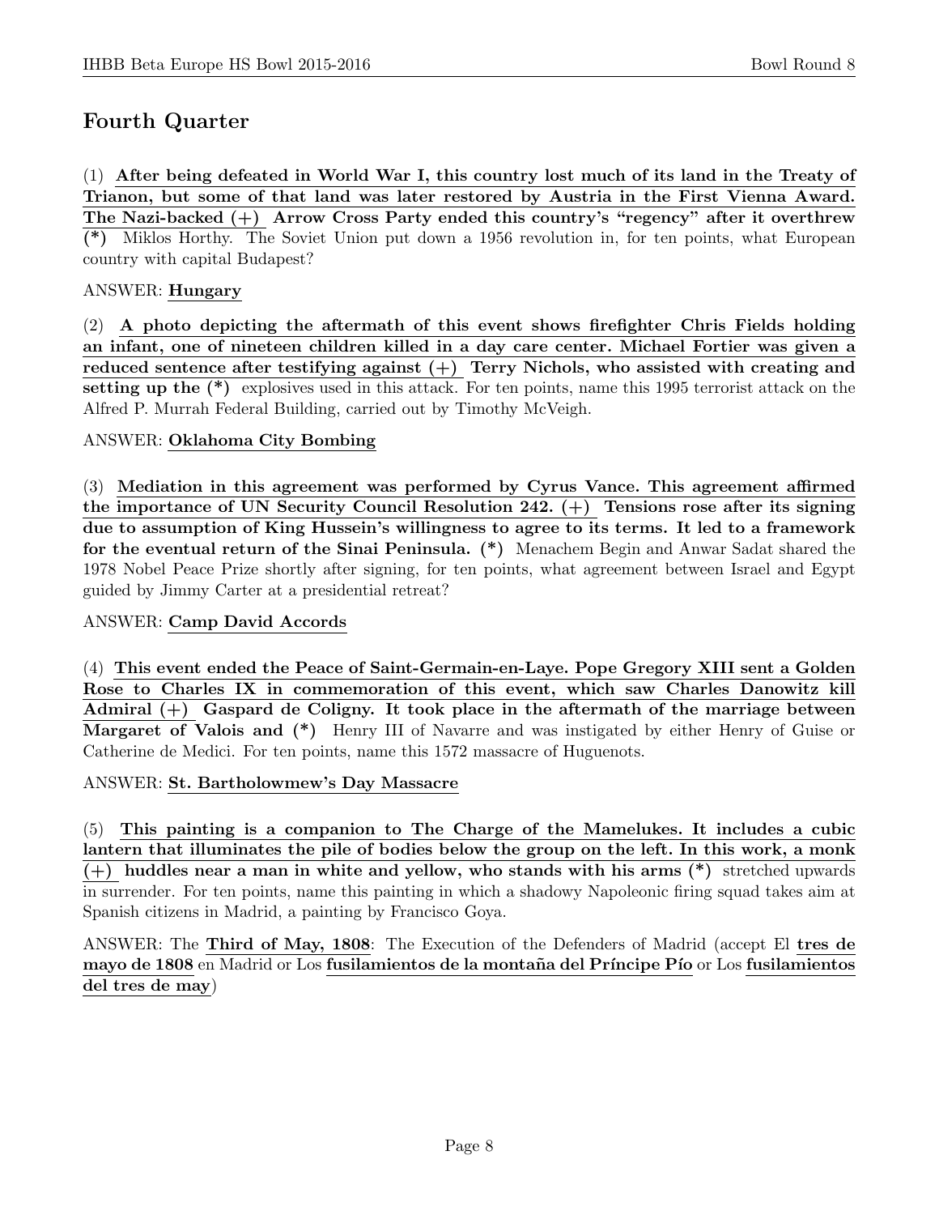## Fourth Quarter

(1) **After being defeated in World War I, this country lost much of its land in the Treaty of Trianon, but some of that land was later restored by Austria in the First Vienna Award. The Nazi-backed (+) Arrow Cross Party ended this country's "regency" after it overthrew (*)** Miklos Horthy. The Soviet Union put down a 1956 revolution in, for ten points, what European country with capital Budapest?

ANSWER: **Hungary**

(2) **A photo depicting the aftermath of this event shows firefighter Chris Fields holding an infant, one of nineteen children killed in a day care center. Michael Fortier was given a reduced sentence after testifying against (+) Terry Nichols, who assisted with creating and setting up the (*)** explosives used in this attack. For ten points, name this 1995 terrorist attack on the Alfred P. Murrah Federal Building, carried out by Timothy McVeigh.

ANSWER: **Oklahoma City Bombing**

(3) **Mediation in this agreement was performed by Cyrus Vance. This agreement affirmed the importance of UN Security Council Resolution 242. (+) Tensions rose after its signing due to assumption of King Hussein's willingness to agree to its terms. It led to a framework for the eventual return of the Sinai Peninsula. (*)** Menachem Begin and Anwar Sadat shared the 1978 Nobel Peace Prize shortly after signing, for ten points, what agreement between Israel and Egypt guided by Jimmy Carter at a presidential retreat?

ANSWER: **Camp David Accords**

(4) **This event ended the Peace of Saint-Germain-en-Laye. Pope Gregory XIII sent a Golden Rose to Charles IX in commemoration of this event, which saw Charles Danowitz kill Admiral (+) Gaspard de Coligny. It took place in the aftermath of the marriage between Margaret of Valois and (*)** Henry III of Navarre and was instigated by either Henry of Guise or Catherine de Medici. For ten points, name this 1572 massacre of Huguenots.

ANSWER: **St. Bartholowmew's Day Massacre**

(5) **This painting is a companion to The Charge of the Mamelukes. It includes a cubic lantern that illuminates the pile of bodies below the group on the left. In this work, a monk (+) huddles near a man in white and yellow, who stands with his arms (*)** stretched upwards in surrender. For ten points, name this painting in which a shadowy Napoleonic firing squad takes aim at Spanish citizens in Madrid, a painting by Francisco Goya.

ANSWER: The **Third of May, 1808**: The Execution of the Defenders of Madrid (accept El **tres de mayo de 1808** en Madrid or Los **fusilamientos de la montaña del Príncipe Pío** or Los **fusilamientos del tres de may**)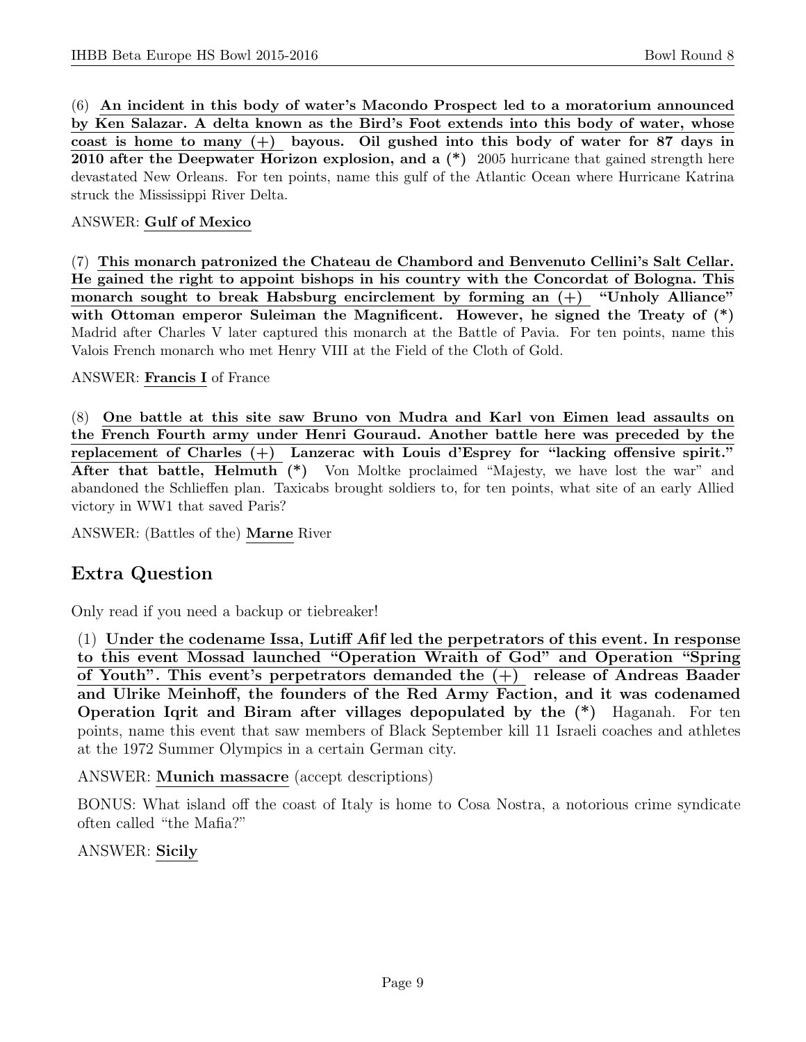(6) **An incident in this body of water's Macondo Prospect led to a moratorium announced by Ken Salazar. A delta known as the Bird's Foot extends into this body of water, whose coast is home to many (+) bayous. Oil gushed into this body of water for 87 days in 2010 after the Deepwater Horizon explosion, and a (*)** 2005 hurricane that gained strength here devastated New Orleans. For ten points, name this gulf of the Atlantic Ocean where Hurricane Katrina struck the Mississippi River Delta.

ANSWER: **Gulf of Mexico**

(7) **This monarch patronized the Chateau de Chambord and Benvenuto Cellini's Salt Cellar. He gained the right to appoint bishops in his country with the Concordat of Bologna. This monarch sought to break Habsburg encirclement by forming an (+) "Unholy Alliance" with Ottoman emperor Suleiman the Magnificent. However, he signed the Treaty of (*)** Madrid after Charles V later captured this monarch at the Battle of Pavia. For ten points, name this Valois French monarch who met Henry VIII at the Field of the Cloth of Gold.

ANSWER: **Francis I** of France

(8) **One battle at this site saw Bruno von Mudra and Karl von Eimen lead assaults on the French Fourth army under Henri Gouraud. Another battle here was preceded by the replacement of Charles (+) Lanzerac with Louis d'Esprey for "lacking offensive spirit." After that battle, Helmuth (*)** Von Moltke proclaimed "Majesty, we have lost the war" and abandoned the Schlieffen plan. Taxicabs brought soldiers to, for ten points, what site of an early Allied victory in WW1 that saved Paris?

ANSWER: (Battles of the) **Marne** River

## Extra Question

Only read if you need a backup or tiebreaker!

(1) **Under the codename Issa, Lutiff Afif led the perpetrators of this event. In response to this event Mossad launched "Operation Wraith of God" and Operation "Spring of Youth". This event's perpetrators demanded the (+) release of Andreas Baader and Ulrike Meinhoff, the founders of the Red Army Faction, and it was codenamed Operation Iqrit and Biram after villages depopulated by the (*)** Haganah. For ten points, name this event that saw members of Black September kill 11 Israeli coaches and athletes at the 1972 Summer Olympics in a certain German city.

ANSWER: **Munich massacre** (accept descriptions)

BONUS: What island off the coast of Italy is home to Cosa Nostra, a notorious crime syndicate often called "the Mafia?"

ANSWER: **Sicily**